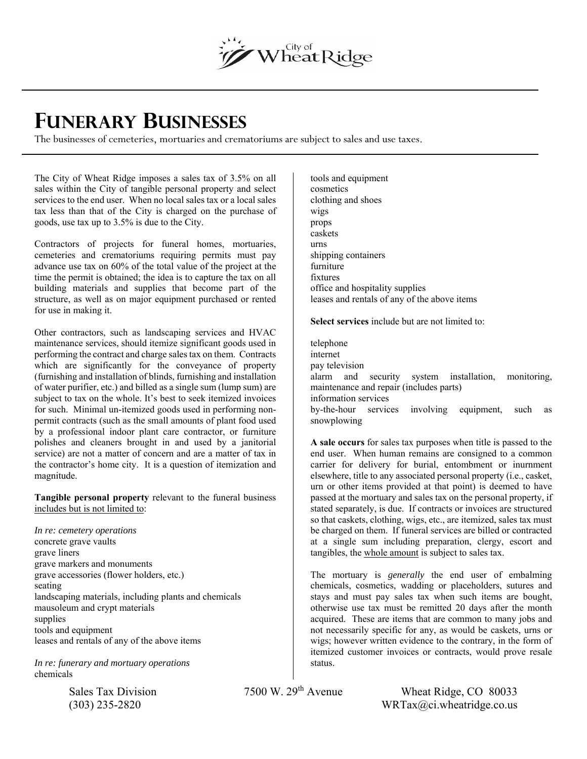City of Wheat Ridge

# Funerary Businesses

The businesses of cemeteries, mortuaries and crematoriums are subject to sales and use taxes.

The City of Wheat Ridge imposes a sales tax of 3.5% on all sales within the City of tangible personal property and select services to the end user. When no local sales tax or a local sales tax less than that of the City is charged on the purchase of goods, use tax up to 3.5% is due to the City.

Contractors of projects for funeral homes, mortuaries, cemeteries and crematoriums requiring permits must pay advance use tax on 60% of the total value of the project at the time the permit is obtained; the idea is to capture the tax on all building materials and supplies that become part of the structure, as well as on major equipment purchased or rented for use in making it.

Other contractors, such as landscaping services and HVAC maintenance services, should itemize significant goods used in performing the contract and charge sales tax on them. Contracts which are significantly for the conveyance of property (furnishing and installation of blinds, furnishing and installation of water purifier, etc.) and billed as a single sum (lump sum) are subject to tax on the whole. It's best to seek itemized invoices for such. Minimal un-itemized goods used in performing non-permit contracts (such as the small amounts of plant food used by a professional indoor plant care contractor, or furniture polishes and cleaners brought in and used by a janitorial service) are not a matter of concern and are a matter of tax in the contractor's home city. It is a question of itemization and magnitude.

**Tangible personal property** relevant to the funeral business includes but is not limited to:

*In re: cemetery operations*
concrete grave vaults
grave liners
grave markers and monuments
grave accessories (flower holders, etc.)
seating
landscaping materials, including plants and chemicals
mausoleum and crypt materials
supplies
tools and equipment
leases and rentals of any of the above items

*In re: funerary and mortuary operations*
chemicals
tools and equipment
cosmetics
clothing and shoes
wigs
props
caskets
urns
shipping containers
furniture
fixtures
office and hospitality supplies
leases and rentals of any of the above items

**Select services** include but are not limited to:

telephone
internet
pay television
alarm and security system installation, monitoring, maintenance and repair (includes parts)
information services
by-the-hour services involving equipment, such as snowplowing

**A sale occurs** for sales tax purposes when title is passed to the end user. When human remains are consigned to a common carrier for delivery for burial, entombment or inurnment elsewhere, title to any associated personal property (i.e., casket, urn or other items provided at that point) is deemed to have passed at the mortuary and sales tax on the personal property, if stated separately, is due. If contracts or invoices are structured so that caskets, clothing, wigs, etc., are itemized, sales tax must be charged on them. If funeral services are billed or contracted at a single sum including preparation, clergy, escort and tangibles, the whole amount is subject to sales tax.

The mortuary is *generally* the end user of embalming chemicals, cosmetics, wadding or placeholders, sutures and stays and must pay sales tax when such items are bought, otherwise use tax must be remitted 20 days after the month acquired. These are items that are common to many jobs and not necessarily specific for any, as would be caskets, urns or wigs; however written evidence to the contrary, in the form of itemized customer invoices or contracts, would prove resale status.

Sales Tax Division (303) 235-2820 7500 W. 29th Avenue Wheat Ridge, CO 80033 WRTax@ci.wheatridge.co.us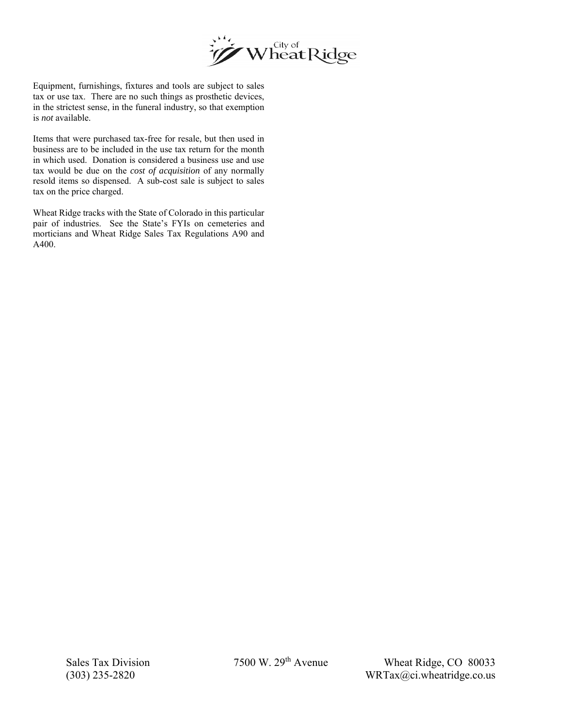Equipment, furnishings, fixtures and tools are subject to sales tax or use tax. There are no such things as prosthetic devices, in the strictest sense, in the funeral industry, so that exemption is *not* available.

Items that were purchased tax-free for resale, but then used in business are to be included in the use tax return for the month in which used. Donation is considered a business use and use tax would be due on the *cost of acquisition* of any normally resold items so dispensed. A sub-cost sale is subject to sales tax on the price charged.

Wheat Ridge tracks with the State of Colorado in this particular pair of industries. See the State's FYIs on cemeteries and morticians and Wheat Ridge Sales Tax Regulations A90 and A400.